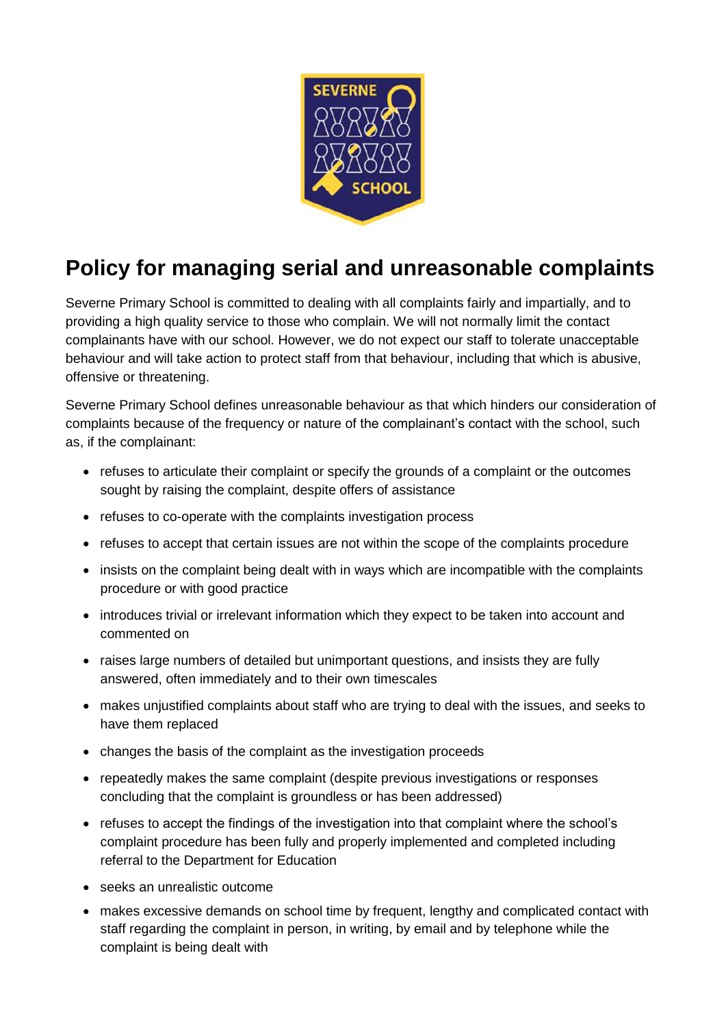# Policy for managing serial and unreasonable complaints

Severne Primary School is committed to dealing with all complaints fairly and impartially, and to providing a high quality service to those who complain. We will not normally limit the contact complainants have with our school. However, we do not expect our staff to tolerate unacceptable behaviour and will take action to protect staff from that behaviour, including that which is abusive, offensive or threatening.

Severne Primary School defines unreasonable behaviour as that which hinders our consideration of complaints because of the frequency or nature of the complainant's contact with the school, such as, if the complainant:

- refuses to articulate their complaint or specify the grounds of a complaint or the outcomes sought by raising the complaint, despite offers of assistance
- refuses to co-operate with the complaints investigation process
- refuses to accept that certain issues are not within the scope of the complaints procedure
- insists on the complaint being dealt with in ways which are incompatible with the complaints procedure or with good practice
- introduces trivial or irrelevant information which they expect to be taken into account and commented on
- raises large numbers of detailed but unimportant questions, and insists they are fully answered, often immediately and to their own timescales
- makes unjustified complaints about staff who are trying to deal with the issues, and seeks to have them replaced
- changes the basis of the complaint as the investigation proceeds
- repeatedly makes the same complaint (despite previous investigations or responses concluding that the complaint is groundless or has been addressed)
- refuses to accept the findings of the investigation into that complaint where the school's complaint procedure has been fully and properly implemented and completed including referral to the Department for Education
- seeks an unrealistic outcome
- makes excessive demands on school time by frequent, lengthy and complicated contact with staff regarding the complaint in person, in writing, by email and by telephone while the complaint is being dealt with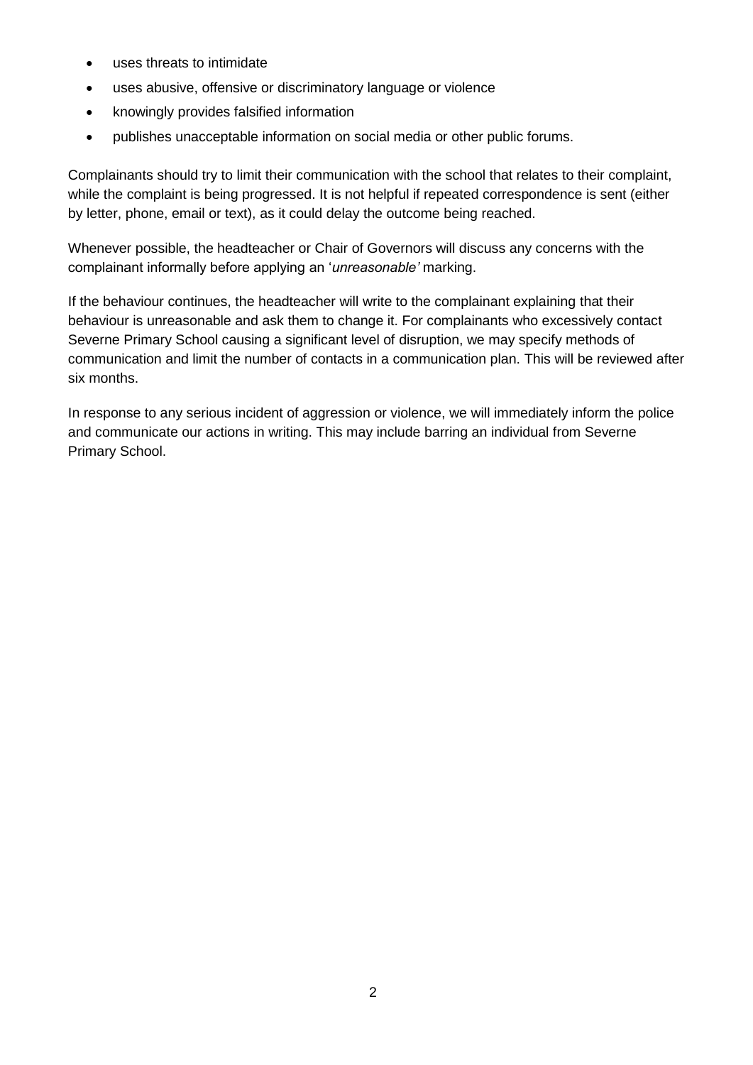- uses threats to intimidate
- uses abusive, offensive or discriminatory language or violence
- knowingly provides falsified information
- publishes unacceptable information on social media or other public forums.

Complainants should try to limit their communication with the school that relates to their complaint, while the complaint is being progressed. It is not helpful if repeated correspondence is sent (either by letter, phone, email or text), as it could delay the outcome being reached.

Whenever possible, the headteacher or Chair of Governors will discuss any concerns with the complainant informally before applying an '*unreasonable'* marking.

If the behaviour continues, the headteacher will write to the complainant explaining that their behaviour is unreasonable and ask them to change it. For complainants who excessively contact Severne Primary School causing a significant level of disruption, we may specify methods of communication and limit the number of contacts in a communication plan. This will be reviewed after six months.

In response to any serious incident of aggression or violence, we will immediately inform the police and communicate our actions in writing. This may include barring an individual from Severne Primary School.